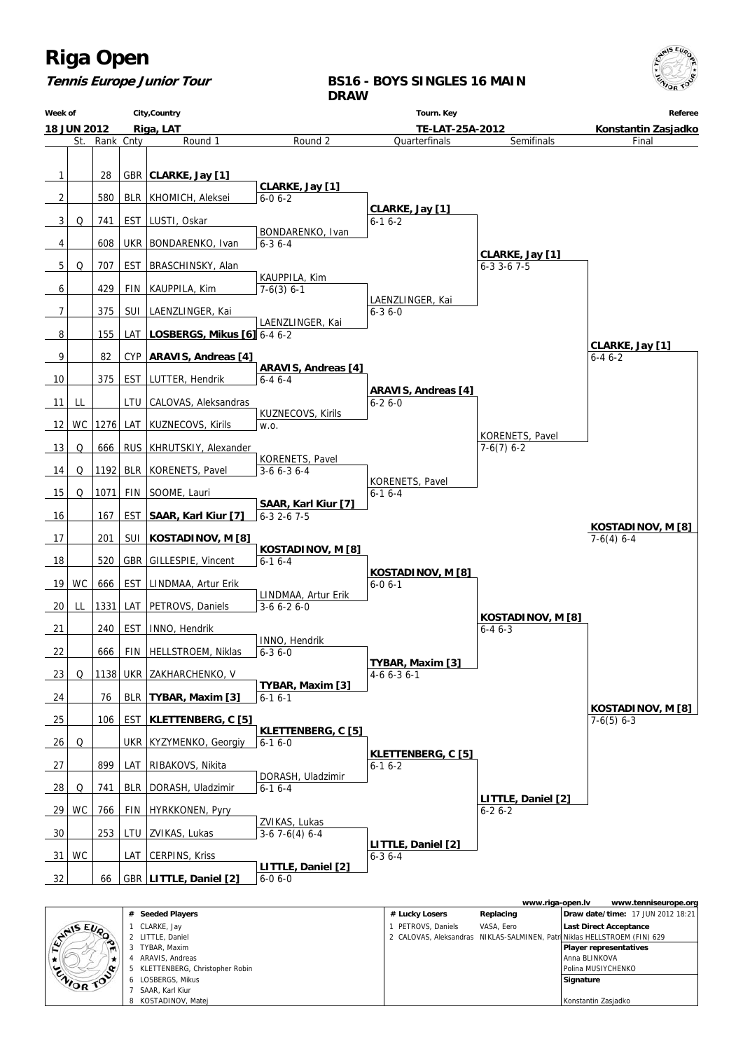# Riga Open

**Tennis Europe Junior Tour**

**BS16 - BOYS SINGLES 16 MAIN DRAW**

| Week of | City,Country | Tourn. Key | Referee |
|---|---|---|---|
| 18 JUN 2012 | Riga, LAT | TE-LAT-25A-2012 | Konstantin Zasjadko |

| # | St. | Rank | Cnty | Round 1 | Round 2 | Quarterfinals | Semifinals | Final |
|---|---|---|---|---|---|---|---|---|
| 1 | | 28 | GBR | **CLARKE, Jay [1]** | | | | |
| | | | | | **CLARKE, Jay [1]** 6-0 6-2 | | | |
| 2 | | 580 | BLR | KHOMICH, Aleksei | | | | |
| | | | | | | **CLARKE, Jay [1]** 6-1 6-2 | | |
| 3 | Q | 741 | EST | LUSTI, Oskar | | | | |
| | | | | | BONDARENKO, Ivan 6-3 6-4 | | | |
| 4 | | 608 | UKR | BONDARENKO, Ivan | | | | |
| | | | | | | | **CLARKE, Jay [1]** 6-3 3-6 7-5 | |
| 5 | Q | 707 | EST | BRASCHINSKY, Alan | | | | |
| | | | | | KAUPPILA, Kim 7-6(3) 6-1 | | | |
| 6 | | 429 | FIN | KAUPPILA, Kim | | | | |
| | | | | | | LAENZLINGER, Kai 6-3 6-0 | | |
| 7 | | 375 | SUI | LAENZLINGER, Kai | | | | |
| | | | | | LAENZLINGER, Kai 6-4 6-2 | | | |
| 8 | | 155 | LAT | **LOSBERGS, Mikus [6]** | | | | |
| | | | | | | | | **CLARKE, Jay [1]** 6-4 6-2 |
| 9 | | 82 | CYP | **ARAVIS, Andreas [4]** | | | | |
| | | | | | **ARAVIS, Andreas [4]** 6-4 6-4 | | | |
| 10 | | 375 | EST | LUTTER, Hendrik | | | | |
| | | | | | | **ARAVIS, Andreas [4]** 6-2 6-0 | | |
| 11 | LL | | LTU | CALOVAS, Aleksandras | | | | |
| | | | | | KUZNECOVS, Kirils w.o. | | | |
| 12 | WC | 1276 | LAT | KUZNECOVS, Kirils | | | | |
| | | | | | | | KORENETS, Pavel 7-6(7) 6-2 | |
| 13 | Q | 666 | RUS | KHRUTSKIY, Alexander | | | | |
| | | | | | KORENETS, Pavel 3-6 6-3 6-4 | | | |
| 14 | Q | 1192 | BLR | KORENETS, Pavel | | | | |
| | | | | | | KORENETS, Pavel 6-1 6-4 | | |
| 15 | Q | 1071 | FIN | SOOME, Lauri | | | | |
| | | | | | **SAAR, Karl Kiur [7]** 6-3 2-6 7-5 | | | |
| 16 | | 167 | EST | **SAAR, Karl Kiur [7]** | | | | |
| | | | | | | | | **KOSTADINOV, M [8]** 7-6(4) 6-4 |
| 17 | | 201 | SUI | **KOSTADINOV, M [8]** | | | | |
| | | | | | **KOSTADINOV, M [8]** 6-1 6-4 | | | |
| 18 | | 520 | GBR | GILLESPIE, Vincent | | | | |
| | | | | | | **KOSTADINOV, M [8]** 6-0 6-1 | | |
| 19 | WC | 666 | EST | LINDMAA, Artur Erik | | | | |
| | | | | | LINDMAA, Artur Erik 3-6 6-2 6-0 | | | |
| 20 | LL | 1331 | LAT | PETROVS, Daniels | | | | |
| | | | | | | | **KOSTADINOV, M [8]** 6-4 6-3 | |
| 21 | | 240 | EST | INNO, Hendrik | | | | |
| | | | | | INNO, Hendrik 6-3 6-0 | | | |
| 22 | | 666 | FIN | HELLSTROEM, Niklas | | | | |
| | | | | | | **TYBAR, Maxim [3]** 4-6 6-3 6-1 | | |
| 23 | Q | 1138 | UKR | ZAKHARCHENKO, V | | | | |
| | | | | | **TYBAR, Maxim [3]** 6-1 6-1 | | | |
| 24 | | 76 | BLR | **TYBAR, Maxim [3]** | | | | |
| | | | | | | | | **KOSTADINOV, M [8]** 7-6(5) 6-3 |
| 25 | | 106 | EST | **KLETTENBERG, C [5]** | | | | |
| | | | | | **KLETTENBERG, C [5]** 6-1 6-0 | | | |
| 26 | Q | | UKR | KYZYMENKO, Georgiy | | | | |
| | | | | | | **KLETTENBERG, C [5]** 6-1 6-2 | | |
| 27 | | 899 | LAT | RIBAKOVS, Nikita | | | | |
| | | | | | DORASH, Uladzimir 6-1 6-4 | | | |
| 28 | Q | 741 | BLR | DORASH, Uladzimir | | | | |
| | | | | | | | **LITTLE, Daniel [2]** 6-2 6-2 | |
| 29 | WC | 766 | FIN | HYRKKONEN, Pyry | | | | |
| | | | | | ZVIKAS, Lukas 3-6 7-6(4) 6-4 | | | |
| 30 | | 253 | LTU | ZVIKAS, Lukas | | | | |
| | | | | | | **LITTLE, Daniel [2]** 6-3 6-4 | | |
| 31 | WC | | LAT | CERPINS, Kriss | | | | |
| | | | | | **LITTLE, Daniel [2]** 6-0 6-0 | | | |
| 32 | | 66 | GBR | **LITTLE, Daniel [2]** | | | | |

www.riga-open.lv www.tenniseurope.org

| # | Seeded Players | # | Lucky Losers | Replacing | |
|---|---|---|---|---|---|
| 1 | CLARKE, Jay | 1 | PETROVS, Daniels | VASA, Eero | **Draw date/time:** 17 JUN 2012 18:21 |
| 2 | LITTLE, Daniel | 2 | CALOVAS, Aleksandras | NIKLAS-SALMINEN, Patr | Niklas HELLSTROEM (FIN) 629 |
| 3 | TYBAR, Maxim | | | | **Last Direct Acceptance** |
| 4 | ARAVIS, Andreas | | | | **Player representatives** |
| 5 | KLETTENBERG, Christopher Robin | | | | Anna BLINKOVA |
| 6 | LOSBERGS, Mikus | | | | Polina MUSIYCHENKO |
| 7 | SAAR, Karl Kiur | | | | **Signature** |
| 8 | KOSTADINOV, Matej | | | | Konstantin Zasjadko |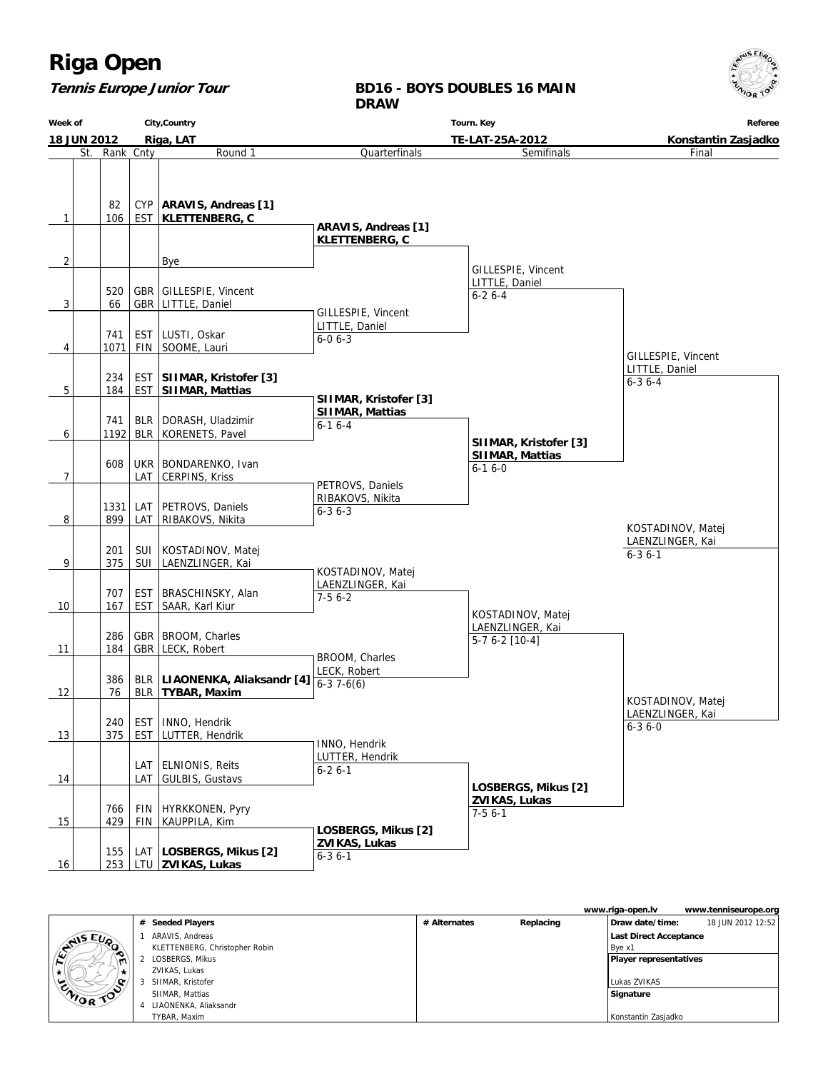# Riga Open

**Tennis Europe Junior Tour**

**BD16 - BOYS DOUBLES 16 MAIN DRAW**

| Week of | City,Country | Tourn. Key | Referee |
|---|---|---|---|
| **18 JUN 2012** | **Riga, LAT** | **TE-LAT-25A-2012** | **Konstantin Zasjadko** |

| # | St. | Rank | Cnty | Round 1 | Quarterfinals | Semifinals | Final |
|---|---|---|---|---|---|---|---|
| 1 | | 82 / 106 | CYP / EST | **ARAVIS, Andreas [1]** / **KLETTENBERG, C** | **ARAVIS, Andreas [1]** / **KLETTENBERG, C** | GILLESPIE, Vincent / LITTLE, Daniel 6-2 6-4 | GILLESPIE, Vincent / LITTLE, Daniel 6-3 6-4 |
| 2 | | | | Bye | | | |
| 3 | | 520 / 66 | GBR / GBR | GILLESPIE, Vincent / LITTLE, Daniel | GILLESPIE, Vincent / LITTLE, Daniel 6-0 6-3 | | |
| 4 | | 741 / 1071 | EST / FIN | LUSTI, Oskar / SOOME, Lauri | | | |
| 5 | | 234 / 184 | EST / EST | **SIIMAR, Kristofer [3]** / **SIIMAR, Mattias** | **SIIMAR, Kristofer [3]** / **SIIMAR, Mattias** 6-1 6-4 | **SIIMAR, Kristofer [3]** / **SIIMAR, Mattias** 6-1 6-0 | |
| 6 | | 741 / 1192 | BLR / BLR | DORASH, Uladzimir / KORENETS, Pavel | | | |
| 7 | | 608 / | UKR / LAT | BONDARENKO, Ivan / CERPINS, Kriss | PETROVS, Daniels / RIBAKOVS, Nikita 6-3 6-3 | | |
| 8 | | 1331 / 899 | LAT / LAT | PETROVS, Daniels / RIBAKOVS, Nikita | | | |
| 9 | | 201 / 375 | SUI / SUI | KOSTADINOV, Matej / LAENZLINGER, Kai | KOSTADINOV, Matej / LAENZLINGER, Kai 7-5 6-2 | KOSTADINOV, Matej / LAENZLINGER, Kai 5-7 6-2 [10-4] | KOSTADINOV, Matej / LAENZLINGER, Kai 6-3 6-0 |
| 10 | | 707 / 167 | EST / EST | BRASCHINSKY, Alan / SAAR, Karl Kiur | | | |
| 11 | | 286 / 184 | GBR / GBR | BROOM, Charles / LECK, Robert | BROOM, Charles / LECK, Robert 6-3 7-6(6) | | |
| 12 | | 386 / 76 | BLR / BLR | **LIAONENKA, Aliaksandr [4]** / **TYBAR, Maxim** | | | |
| 13 | | 240 / 375 | EST / EST | INNO, Hendrik / LUTTER, Hendrik | INNO, Hendrik / LUTTER, Hendrik 6-2 6-1 | **LOSBERGS, Mikus [2]** / **ZVIKAS, Lukas** 7-5 6-1 | |
| 14 | | | LAT / LAT | ELNIONIS, Reits / GULBIS, Gustavs | | | |
| 15 | | 766 / 429 | FIN / FIN | HYRKKONEN, Pyry / KAUPPILA, Kim | **LOSBERGS, Mikus [2]** / **ZVIKAS, Lukas** 6-3 6-1 | | |
| 16 | | 155 / 253 | LAT / LTU | **LOSBERGS, Mikus [2]** / **ZVIKAS, Lukas** | | | |

**Winners:** KOSTADINOV, Matej / LAENZLINGER, Kai 6-3 6-1

www.riga-open.lv www.tenniseurope.org

| # | Seeded Players | # Alternates | Replacing | |
|---|---|---|---|---|
| 1 | ARAVIS, Andreas / KLETTENBERG, Christopher Robin | | | Draw date/time: 18 JUN 2012 12:52 |
| 2 | LOSBERGS, Mikus / ZVIKAS, Lukas | | | Last Direct Acceptance: Bye x1 |
| 3 | SIIMAR, Kristofer / SIIMAR, Mattias | | | Player representatives: Lukas ZVIKAS |
| 4 | LIAONENKA, Aliaksandr / TYBAR, Maxim | | | Signature: Konstantin Zasjadko |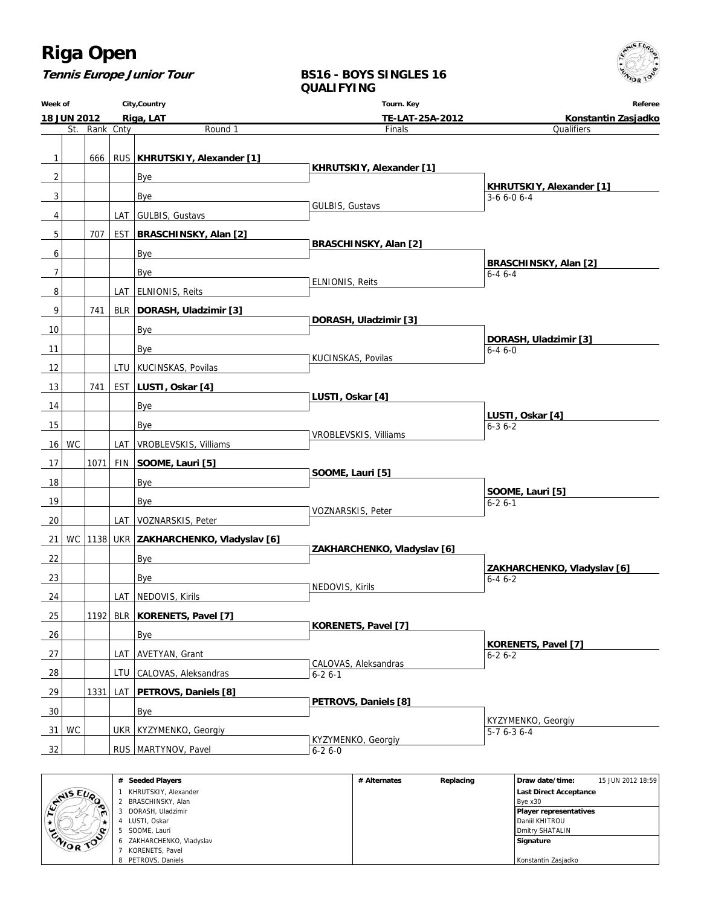# Riga Open

**Tennis Europe Junior Tour**

## BS16 - BOYS SINGLES 16 QUALIFYING

| Week of | City,Country | Tourn. Key | Referee |
|---|---|---|---|
| 18 JUN 2012 | Riga, LAT | TE-LAT-25A-2012 | Konstantin Zasjadko |

| # | St. | Rank | Cnty | Round 1 | Finals | Qualifiers |
|---|---|---|---|---|---|---|
| 1 | | 666 | RUS | **KHRUTSKIY, Alexander [1]** | **KHRUTSKIY, Alexander [1]** | |
| 2 | | | | Bye | | **KHRUTSKIY, Alexander [1]** 3-6 6-0 6-4 |
| 3 | | | | Bye | GULBIS, Gustavs | |
| 4 | | | LAT | GULBIS, Gustavs | | |
| 5 | | 707 | EST | **BRASCHINSKY, Alan [2]** | **BRASCHINSKY, Alan [2]** | |
| 6 | | | | Bye | | **BRASCHINSKY, Alan [2]** 6-4 6-4 |
| 7 | | | | Bye | ELNIONIS, Reits | |
| 8 | | | LAT | ELNIONIS, Reits | | |
| 9 | | 741 | BLR | **DORASH, Uladzimir [3]** | **DORASH, Uladzimir [3]** | |
| 10 | | | | Bye | | **DORASH, Uladzimir [3]** 6-4 6-0 |
| 11 | | | | Bye | KUCINSKAS, Povilas | |
| 12 | | | LTU | KUCINSKAS, Povilas | | |
| 13 | | 741 | EST | **LUSTI, Oskar [4]** | **LUSTI, Oskar [4]** | |
| 14 | | | | Bye | | **LUSTI, Oskar [4]** 6-3 6-2 |
| 15 | | | | Bye | VROBLEVSKIS, Villiams | |
| 16 | WC | | LAT | VROBLEVSKIS, Villiams | | |
| 17 | | 1071 | FIN | **SOOME, Lauri [5]** | **SOOME, Lauri [5]** | |
| 18 | | | | Bye | | **SOOME, Lauri [5]** 6-2 6-1 |
| 19 | | | | Bye | VOZNARSKIS, Peter | |
| 20 | | | LAT | VOZNARSKIS, Peter | | |
| 21 | WC | 1138 | UKR | **ZAKHARCHENKO, Vladyslav [6]** | **ZAKHARCHENKO, Vladyslav [6]** | |
| 22 | | | | Bye | | **ZAKHARCHENKO, Vladyslav [6]** 6-4 6-2 |
| 23 | | | | Bye | NEDOVIS, Kirils | |
| 24 | | | LAT | NEDOVIS, Kirils | | |
| 25 | | 1192 | BLR | **KORENETS, Pavel [7]** | **KORENETS, Pavel [7]** | |
| 26 | | | | Bye | | **KORENETS, Pavel [7]** 6-2 6-2 |
| 27 | | | LAT | AVETYAN, Grant | CALOVAS, Aleksandras 6-2 6-1 | |
| 28 | | | LTU | CALOVAS, Aleksandras | | |
| 29 | | 1331 | LAT | **PETROVS, Daniels [8]** | **PETROVS, Daniels [8]** | |
| 30 | | | | Bye | | KYZYMENKO, Georgiy 5-7 6-3 6-4 |
| 31 | WC | | UKR | KYZYMENKO, Georgiy | KYZYMENKO, Georgiy 6-2 6-0 | |
| 32 | | | RUS | MARTYNOV, Pavel | | |

| # | Seeded Players | # Alternates | Replacing | |
|---|---|---|---|---|
| 1 | KHRUTSKIY, Alexander | | | Draw date/time: 15 JUN 2012 18:59 |
| 2 | BRASCHINSKY, Alan | | | Last Direct Acceptance: Bye x30 |
| 3 | DORASH, Uladzimir | | | Player representatives |
| 4 | LUSTI, Oskar | | | Daniil KHITROU |
| 5 | SOOME, Lauri | | | Dmitry SHATALIN |
| 6 | ZAKHARCHENKO, Vladyslav | | | Signature |
| 7 | KORENETS, Pavel | | | |
| 8 | PETROVS, Daniels | | | Konstantin Zasjadko |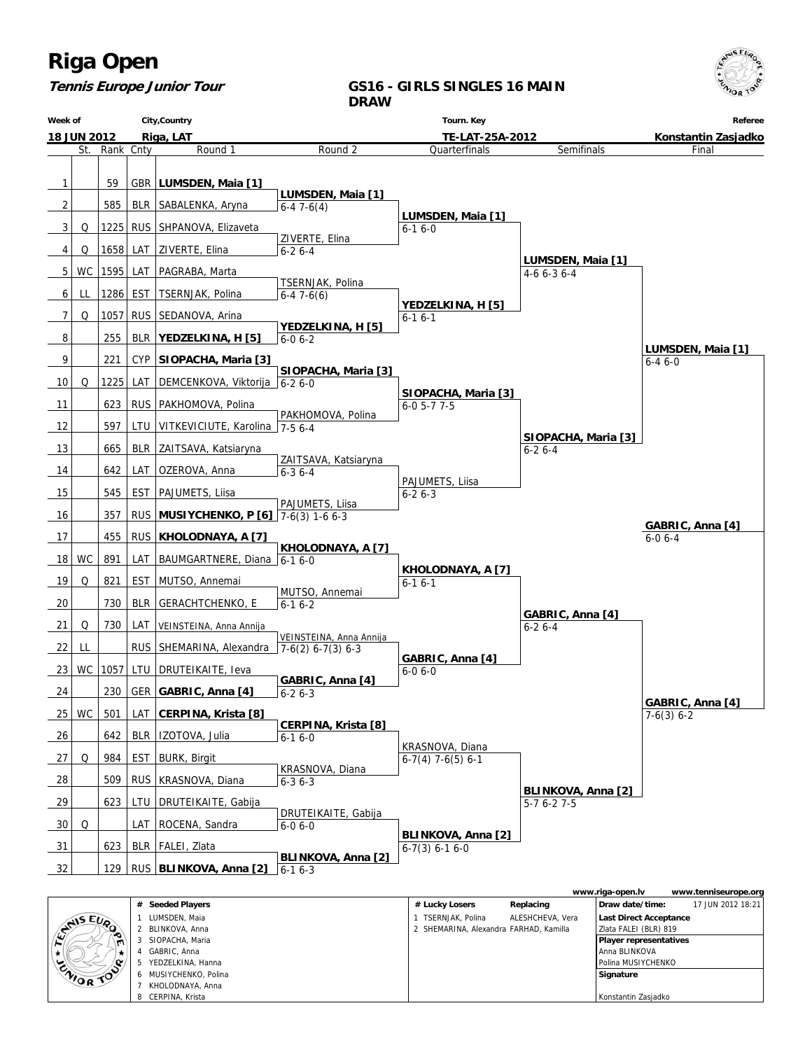# Riga Open

**Tennis Europe Junior Tour**

## GS16 - GIRLS SINGLES 16 MAIN DRAW

| Week of | City,Country | Tourn. Key | Referee |
|---|---|---|---|
| 18 JUN 2012 | Riga, LAT | TE-LAT-25A-2012 | Konstantin Zasjadko |

| # | St. | Rank | Cnty | Round 1 | Round 2 | Quarterfinals | Semifinals | Final |
|---|---|---|---|---|---|---|---|---|
| 1 | | 59 | GBR | **LUMSDEN, Maia [1]** | | | | |
| 2 | | 585 | BLR | SABALENKA, Aryna | **LUMSDEN, Maia [1]** 6-4 7-6(4) | | | |
| 3 | Q | 1225 | RUS | SHPANOVA, Elizaveta | | **LUMSDEN, Maia [1]** 6-1 6-0 | | |
| 4 | Q | 1658 | LAT | ZIVERTE, Elina | ZIVERTE, Elina 6-2 6-4 | | | |
| 5 | WC | 1595 | LAT | PAGRABA, Marta | | | **LUMSDEN, Maia [1]** 4-6 6-3 6-4 | |
| 6 | LL | 1286 | EST | TSERNJAK, Polina | TSERNJAK, Polina 6-4 7-6(6) | | | |
| 7 | Q | 1057 | RUS | SEDANOVA, Arina | | **YEDZELKINA, H [5]** 6-1 6-1 | | |
| 8 | | 255 | BLR | **YEDZELKINA, H [5]** | **YEDZELKINA, H [5]** 6-0 6-2 | | | |
| 9 | | 221 | CYP | **SIOPACHA, Maria [3]** | | | | **LUMSDEN, Maia [1]** 6-4 6-0 |
| 10 | Q | 1225 | LAT | DEMCENKOVA, Viktorija | **SIOPACHA, Maria [3]** 6-2 6-0 | | | |
| 11 | | 623 | RUS | PAKHOMOVA, Polina | | **SIOPACHA, Maria [3]** 6-0 5-7 7-5 | | |
| 12 | | 597 | LTU | VITKEVICIUTE, Karolina | PAKHOMOVA, Polina 7-5 6-4 | | | |
| 13 | | 665 | BLR | ZAITSAVA, Katsiaryna | | | **SIOPACHA, Maria [3]** 6-2 6-4 | |
| 14 | | 642 | LAT | OZEROVA, Anna | ZAITSAVA, Katsiaryna 6-3 6-4 | | | |
| 15 | | 545 | EST | PAJUMETS, Liisa | | PAJUMETS, Liisa 6-2 6-3 | | |
| 16 | | 357 | RUS | **MUSIYCHENKO, P [6]** | PAJUMETS, Liisa 7-6(3) 1-6 6-3 | | | |
| 17 | | 455 | RUS | **KHOLODNAYA, A [7]** | | | | **GABRIC, Anna [4]** 6-0 6-4 |
| 18 | WC | 891 | LAT | BAUMGARTNERE, Diana | **KHOLODNAYA, A [7]** 6-1 6-0 | | | |
| 19 | Q | 821 | EST | MUTSO, Annemai | | **KHOLODNAYA, A [7]** 6-1 6-1 | | |
| 20 | | 730 | BLR | GERACHTCHENKO, E | MUTSO, Annemai 6-1 6-2 | | | |
| 21 | Q | 730 | LAT | VEINSTEINA, Anna Annija | | | **GABRIC, Anna [4]** 6-2 6-4 | |
| 22 | LL | | RUS | SHEMARINA, Alexandra | VEINSTEINA, Anna Annija 7-6(2) 6-7(3) 6-3 | | | |
| 23 | WC | 1057 | LTU | DRUTEIKAITE, Ieva | | **GABRIC, Anna [4]** 6-0 6-0 | | |
| 24 | | 230 | GER | **GABRIC, Anna [4]** | **GABRIC, Anna [4]** 6-2 6-3 | | | |
| 25 | WC | 501 | LAT | **CERPINA, Krista [8]** | | | | **GABRIC, Anna [4]** 7-6(3) 6-2 |
| 26 | | 642 | BLR | IZOTOVA, Julia | **CERPINA, Krista [8]** 6-1 6-0 | | | |
| 27 | Q | 984 | EST | BURK, Birgit | | KRASNOVA, Diana 6-7(4) 7-6(5) 6-1 | | |
| 28 | | 509 | RUS | KRASNOVA, Diana | KRASNOVA, Diana 6-3 6-3 | | | |
| 29 | | 623 | LTU | DRUTEIKAITE, Gabija | | | **BLINKOVA, Anna [2]** 5-7 6-2 7-5 | |
| 30 | Q | | LAT | ROCENA, Sandra | DRUTEIKAITE, Gabija 6-0 6-0 | | | |
| 31 | | 623 | BLR | FALEI, Zlata | | **BLINKOVA, Anna [2]** 6-7(3) 6-1 6-0 | | |
| 32 | | 129 | RUS | **BLINKOVA, Anna [2]** | **BLINKOVA, Anna [2]** 6-1 6-3 | | | |

www.riga-open.lv www.tenniseurope.org

| # | Seeded Players | # | Lucky Losers | Replacing | |
|---|---|---|---|---|---|
| 1 | LUMSDEN, Maia | 1 | TSERNJAK, Polina | ALESHCHEVA, Vera | **Draw date/time:** 17 JUN 2012 18:21 |
| 2 | BLINKOVA, Anna | 2 | SHEMARINA, Alexandra | FARHAD, Kamilla | **Last Direct Acceptance** Zlata FALEI (BLR) 819 |
| 3 | SIOPACHA, Maria | | | | **Player representatives** |
| 4 | GABRIC, Anna | | | | Anna BLINKOVA |
| 5 | YEDZELKINA, Hanna | | | | Polina MUSIYCHENKO |
| 6 | MUSIYCHENKO, Polina | | | | **Signature** |
| 7 | KHOLODNAYA, Anna | | | | |
| 8 | CERPINA, Krista | | | | Konstantin Zasjadko |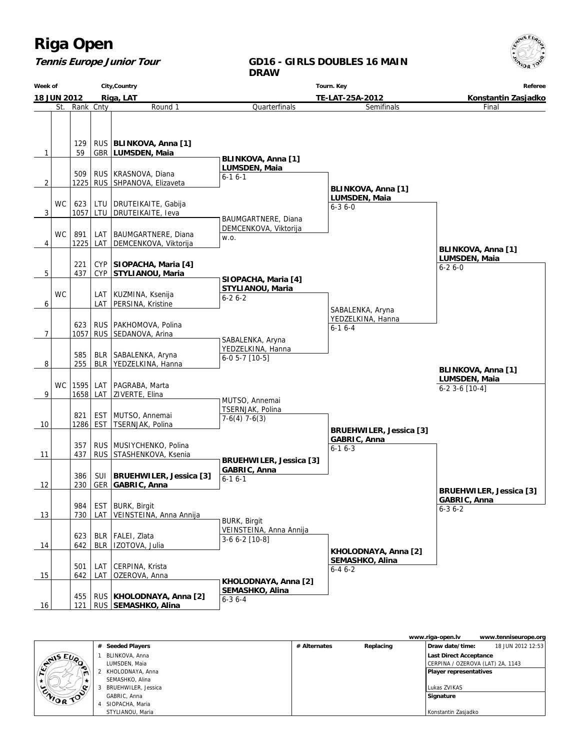# Riga Open

**Tennis Europe Junior Tour**

## GD16 - GIRLS DOUBLES 16 MAIN DRAW

| Week of | City,Country | Tourn. Key | Referee |
|---|---|---|---|
| 18 JUN 2012 | Riga, LAT | TE-LAT-25A-2012 | Konstantin Zasjadko |

### Round 1

| # | St. | Rank | Cnty | Round 1 |
|---|---|---|---|---|
| 1 | | 129 | RUS | **BLINKOVA, Anna [1]** |
| | | 59 | GBR | **LUMSDEN, Maia** |
| 2 | | 509 | RUS | KRASNOVA, Diana |
| | | 1225 | RUS | SHPANOVA, Elizaveta |
| 3 | WC | 623 | LTU | DRUTEIKAITE, Gabija |
| | | 1057 | LTU | DRUTEIKAITE, Ieva |
| 4 | WC | 891 | LAT | BAUMGARTNERE, Diana |
| | | 1225 | LAT | DEMCENKOVA, Viktorija |
| 5 | | 221 | CYP | **SIOPACHA, Maria [4]** |
| | | 437 | CYP | **STYLIANOU, Maria** |
| 6 | WC | | LAT | KUZMINA, Ksenija |
| | | | LAT | PERSINA, Kristine |
| 7 | | 623 | RUS | PAKHOMOVA, Polina |
| | | 1057 | RUS | SEDANOVA, Arina |
| 8 | | 585 | BLR | SABALENKA, Aryna |
| | | 255 | BLR | YEDZELKINA, Hanna |
| 9 | WC | 1595 | LAT | PAGRABA, Marta |
| | | 1658 | LAT | ZIVERTE, Elina |
| 10 | | 821 | EST | MUTSO, Annemai |
| | | 1286 | EST | TSERNJAK, Polina |
| 11 | | 357 | RUS | MUSIYCHENKO, Polina |
| | | 437 | RUS | STASHENKOVA, Ksenia |
| 12 | | 386 | SUI | **BRUEHWILER, Jessica [3]** |
| | | 230 | GER | **GABRIC, Anna** |
| 13 | | 984 | EST | BURK, Birgit |
| | | 730 | LAT | VEINSTEINA, Anna Annija |
| 14 | | 623 | BLR | FALEI, Zlata |
| | | 642 | BLR | IZOTOVA, Julia |
| 15 | | 501 | LAT | CERPINA, Krista |
| | | 642 | LAT | OZEROVA, Anna |
| 16 | | 455 | RUS | **KHOLODNAYA, Anna [2]** |
| | | 121 | RUS | **SEMASHKO, Alina** |

### Quarterfinals

- **BLINKOVA, Anna [1] / LUMSDEN, Maia** 6-1 6-1
- BAUMGARTNERE, Diana / DEMCENKOVA, Viktorija w.o.
- **SIOPACHA, Maria [4] / STYLIANOU, Maria** 6-2 6-2
- SABALENKA, Aryna / YEDZELKINA, Hanna 6-0 5-7 [10-5]
- MUTSO, Annemai / TSERNJAK, Polina 7-6(4) 7-6(3)
- **BRUEHWILER, Jessica [3] / GABRIC, Anna** 6-1 6-1
- BURK, Birgit / VEINSTEINA, Anna Annija 3-6 6-2 [10-8]
- **KHOLODNAYA, Anna [2] / SEMASHKO, Alina** 6-3 6-4

### Semifinals

- **BLINKOVA, Anna [1] / LUMSDEN, Maia** 6-3 6-0
- SABALENKA, Aryna / YEDZELKINA, Hanna 6-1 6-4
- **BRUEHWILER, Jessica [3] / GABRIC, Anna** 6-1 6-3
- **KHOLODNAYA, Anna [2] / SEMASHKO, Alina** 6-4 6-2

### Final

- **BLINKOVA, Anna [1] / LUMSDEN, Maia** 6-2 6-0
- **BRUEHWILER, Jessica [3] / GABRIC, Anna** 6-3 6-2

### Winner

**BLINKOVA, Anna [1] / LUMSDEN, Maia** 6-2 3-6 [10-4]

www.riga-open.lv www.tenniseurope.org

| # | Seeded Players | # Alternates | Replacing |
|---|---|---|---|
| 1 | BLINKOVA, Anna / LUMSDEN, Maia | | |
| 2 | KHOLODNAYA, Anna / SEMASHKO, Alina | | |
| 3 | BRUEHWILER, Jessica / GABRIC, Anna | | |
| 4 | SIOPACHA, Maria / STYLIANOU, Maria | | |

**Draw date/time:** 18 JUN 2012 12:53

**Last Direct Acceptance**
CERPINA / OZEROVA (LAT) 2A, 1143

**Player representatives**
Lukas ZVIKAS

**Signature**
Konstantin Zasjadko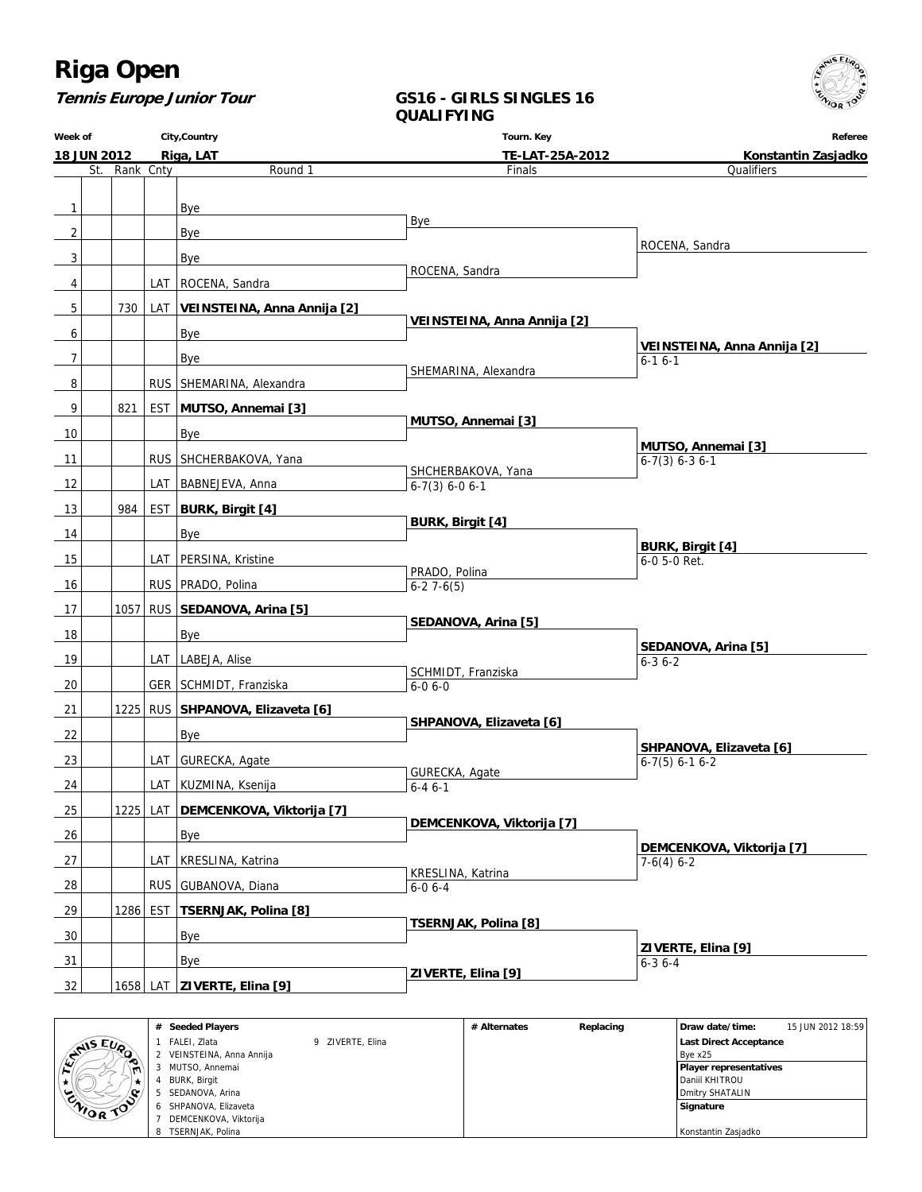# Riga Open

**Tennis Europe Junior Tour**

## GS16 - GIRLS SINGLES 16 QUALIFYING

| Week of | City,Country | Tourn. Key | Referee |
|---|---|---|---|
| 18 JUN 2012 | Riga, LAT | TE-LAT-25A-2012 | Konstantin Zasjadko |

| # | St. | Rank | Cnty | Round 1 | Finals | Qualifiers |
|---|---|---|---|---|---|---|
| 1 | | | | Bye | Bye | |
| 2 | | | | Bye | | ROCENA, Sandra |
| 3 | | | | Bye | ROCENA, Sandra | |
| 4 | | | LAT | ROCENA, Sandra | | |
| 5 | | 730 | LAT | **VEINSTEINA, Anna Annija [2]** | **VEINSTEINA, Anna Annija [2]** | |
| 6 | | | | Bye | | **VEINSTEINA, Anna Annija [2]** 6-1 6-1 |
| 7 | | | | Bye | SHEMARINA, Alexandra | |
| 8 | | | RUS | SHEMARINA, Alexandra | | |
| 9 | | 821 | EST | **MUTSO, Annemai [3]** | **MUTSO, Annemai [3]** | |
| 10 | | | | Bye | | **MUTSO, Annemai [3]** 6-7(3) 6-3 6-1 |
| 11 | | | RUS | SHCHERBAKOVA, Yana | SHCHERBAKOVA, Yana 6-7(3) 6-0 6-1 | |
| 12 | | | LAT | BABNEJEVA, Anna | | |
| 13 | | 984 | EST | **BURK, Birgit [4]** | **BURK, Birgit [4]** | |
| 14 | | | | Bye | | **BURK, Birgit [4]** 6-0 5-0 Ret. |
| 15 | | | LAT | PERSINA, Kristine | PRADO, Polina 6-2 7-6(5) | |
| 16 | | | RUS | PRADO, Polina | | |
| 17 | | 1057 | RUS | **SEDANOVA, Arina [5]** | **SEDANOVA, Arina [5]** | |
| 18 | | | | Bye | | **SEDANOVA, Arina [5]** 6-3 6-2 |
| 19 | | | LAT | LABEJA, Alise | SCHMIDT, Franziska 6-0 6-0 | |
| 20 | | | GER | SCHMIDT, Franziska | | |
| 21 | | 1225 | RUS | **SHPANOVA, Elizaveta [6]** | **SHPANOVA, Elizaveta [6]** | |
| 22 | | | | Bye | | **SHPANOVA, Elizaveta [6]** 6-7(5) 6-1 6-2 |
| 23 | | | LAT | GURECKA, Agate | GURECKA, Agate 6-4 6-1 | |
| 24 | | | LAT | KUZMINA, Ksenija | | |
| 25 | | 1225 | LAT | **DEMCENKOVA, Viktorija [7]** | **DEMCENKOVA, Viktorija [7]** | |
| 26 | | | | Bye | | **DEMCENKOVA, Viktorija [7]** 7-6(4) 6-2 |
| 27 | | | LAT | KRESLINA, Katrina | KRESLINA, Katrina 6-0 6-4 | |
| 28 | | | RUS | GUBANOVA, Diana | | |
| 29 | | 1286 | EST | **TSERNJAK, Polina [8]** | **TSERNJAK, Polina [8]** | |
| 30 | | | | Bye | | **ZIVERTE, Elina [9]** 6-3 6-4 |
| 31 | | | | Bye | **ZIVERTE, Elina [9]** | |
| 32 | | 1658 | LAT | **ZIVERTE, Elina [9]** | | |

| # | Seeded Players | | # Alternates | Replacing | |
|---|---|---|---|---|---|
| 1 | FALEI, Zlata | 9 ZIVERTE, Elina | | | **Draw date/time:** 15 JUN 2012 18:59 |
| 2 | VEINSTEINA, Anna Annija | | | | **Last Direct Acceptance** Bye x25 |
| 3 | MUTSO, Annemai | | | | **Player representatives** |
| 4 | BURK, Birgit | | | | Daniil KHITROU |
| 5 | SEDANOVA, Arina | | | | Dmitry SHATALIN |
| 6 | SHPANOVA, Elizaveta | | | | **Signature** |
| 7 | DEMCENKOVA, Viktorija | | | | |
| 8 | TSERNJAK, Polina | | | | Konstantin Zasjadko |